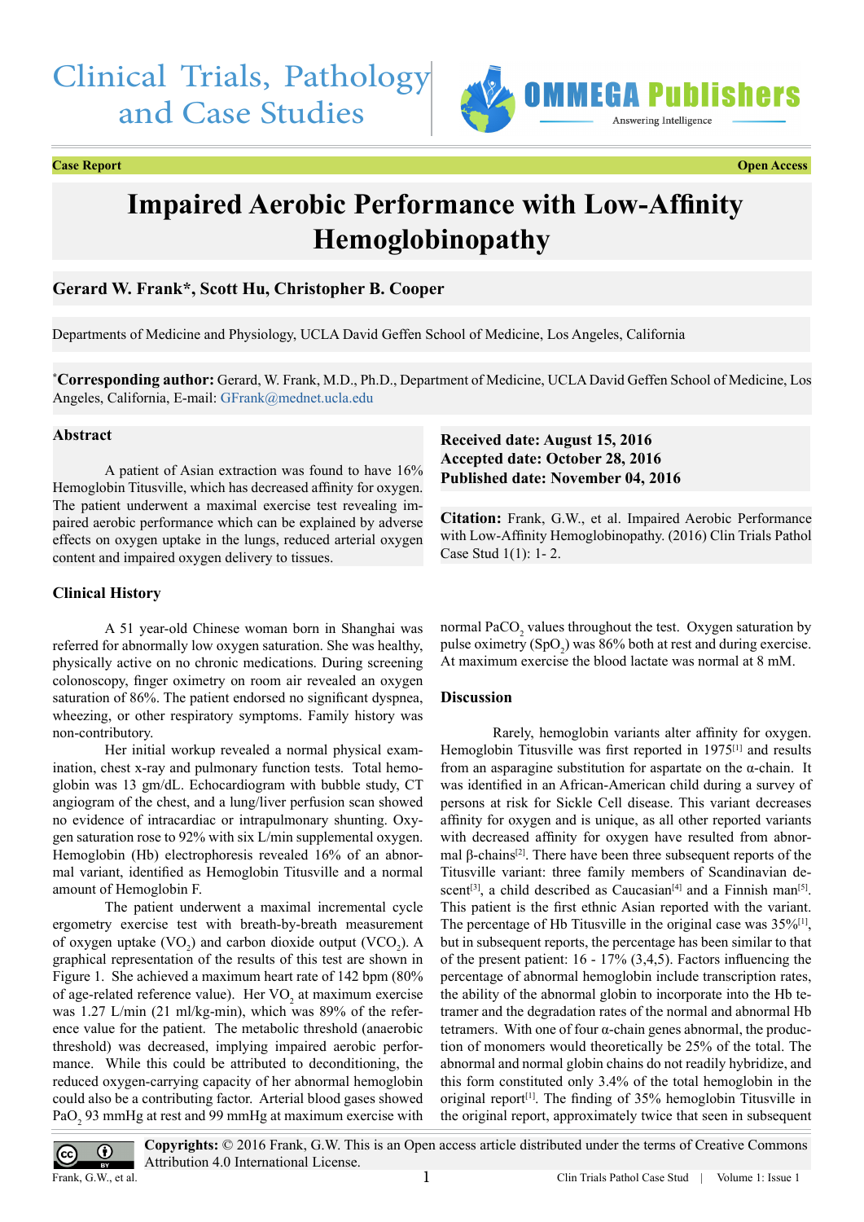# Clinical Trials, Pathology and Case Studies

**Case Report** **Open Access**

# Impaired Aerobic Performance with Low-Affinity Hemoglobinopathy

**Gerard W. Frank\*, Scott Hu, Christopher B. Cooper**

Departments of Medicine and Physiology, UCLA David Geffen School of Medicine, Los Angeles, California

**\*Corresponding author:** Gerard, W. Frank, M.D., Ph.D., Department of Medicine, UCLA David Geffen School of Medicine, Los Angeles, California, E-mail: GFrank@mednet.ucla.edu

**Received date: August 15, 2016**
**Accepted date: October 28, 2016**
**Published date: November 04, 2016**

**Citation:** Frank, G.W., et al. Impaired Aerobic Performance with Low-Affinity Hemoglobinopathy. (2016) Clin Trials Pathol Case Stud 1(1): 1- 2.

## Abstract

A patient of Asian extraction was found to have 16% Hemoglobin Titusville, which has decreased affinity for oxygen. The patient underwent a maximal exercise test revealing impaired aerobic performance which can be explained by adverse effects on oxygen uptake in the lungs, reduced arterial oxygen content and impaired oxygen delivery to tissues.

## Clinical History

A 51 year-old Chinese woman born in Shanghai was referred for abnormally low oxygen saturation. She was healthy, physically active on no chronic medications. During screening colonoscopy, finger oximetry on room air revealed an oxygen saturation of 86%. The patient endorsed no significant dyspnea, wheezing, or other respiratory symptoms. Family history was non-contributory.

Her initial workup revealed a normal physical examination, chest x-ray and pulmonary function tests. Total hemoglobin was 13 gm/dL. Echocardiogram with bubble study, CT angiogram of the chest, and a lung/liver perfusion scan showed no evidence of intracardiac or intrapulmonary shunting. Oxygen saturation rose to 92% with six L/min supplemental oxygen. Hemoglobin (Hb) electrophoresis revealed 16% of an abnormal variant, identified as Hemoglobin Titusville and a normal amount of Hemoglobin F.

The patient underwent a maximal incremental cycle ergometry exercise test with breath-by-breath measurement of oxygen uptake ($VO_2$) and carbon dioxide output ($VCO_2$). A graphical representation of the results of this test are shown in Figure 1. She achieved a maximum heart rate of 142 bpm (80% of age-related reference value). Her $VO_2$ at maximum exercise was 1.27 L/min (21 ml/kg-min), which was 89% of the reference value for the patient. The metabolic threshold (anaerobic threshold) was decreased, implying impaired aerobic performance. While this could be attributed to deconditioning, the reduced oxygen-carrying capacity of her abnormal hemoglobin could also be a contributing factor. Arterial blood gases showed $PaO_2$ 93 mmHg at rest and 99 mmHg at maximum exercise with normal $PaCO_2$ values throughout the test. Oxygen saturation by pulse oximetry ($SpO_2$) was 86% both at rest and during exercise. At maximum exercise the blood lactate was normal at 8 mM.

## Discussion

Rarely, hemoglobin variants alter affinity for oxygen. Hemoglobin Titusville was first reported in 1975[1] and results from an asparagine substitution for aspartate on the α-chain. It was identified in an African-American child during a survey of persons at risk for Sickle Cell disease. This variant decreases affinity for oxygen and is unique, as all other reported variants with decreased affinity for oxygen have resulted from abnormal β-chains[2]. There have been three subsequent reports of the Titusville variant: three family members of Scandinavian descent[3], a child described as Caucasian[4] and a Finnish man[5]. This patient is the first ethnic Asian reported with the variant. The percentage of Hb Titusville in the original case was 35%[1], but in subsequent reports, the percentage has been similar to that of the present patient: 16 - 17% (3,4,5). Factors influencing the percentage of abnormal hemoglobin include transcription rates, the ability of the abnormal globin to incorporate into the Hb tetramer and the degradation rates of the normal and abnormal Hb tetramers. With one of four α-chain genes abnormal, the production of monomers would theoretically be 25% of the total. The abnormal and normal globin chains do not readily hybridize, and this form constituted only 3.4% of the total hemoglobin in the original report[1]. The finding of 35% hemoglobin Titusville in the original report, approximately twice that seen in subsequent

**Copyrights:** © 2016 Frank, G.W. This is an Open access article distributed under the terms of Creative Commons Attribution 4.0 International License.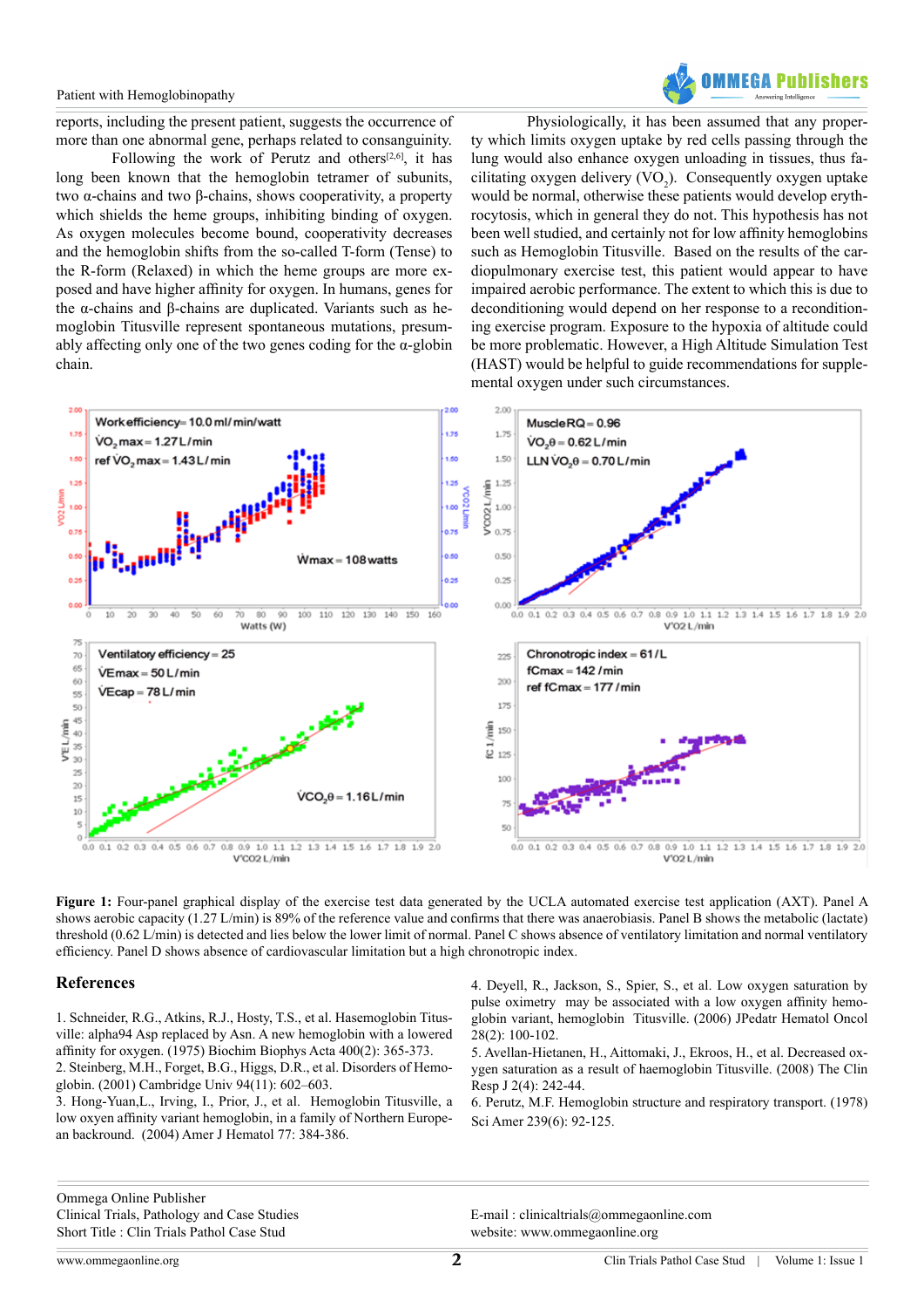reports, including the present patient, suggests the occurrence of more than one abnormal gene, perhaps related to consanguinity.

Following the work of Perutz and others[2,6], it has long been known that the hemoglobin tetramer of subunits, two α-chains and two β-chains, shows cooperativity, a property which shields the heme groups, inhibiting binding of oxygen. As oxygen molecules become bound, cooperativity decreases and the hemoglobin shifts from the so-called T-form (Tense) to the R-form (Relaxed) in which the heme groups are more exposed and have higher affinity for oxygen. In humans, genes for the α-chains and β-chains are duplicated. Variants such as hemoglobin Titusville represent spontaneous mutations, presumably affecting only one of the two genes coding for the α-globin chain.

Physiologically, it has been assumed that any property which limits oxygen uptake by red cells passing through the lung would also enhance oxygen unloading in tissues, thus facilitating oxygen delivery ($VO_2$). Consequently oxygen uptake would be normal, otherwise these patients would develop erythrocytosis, which in general they do not. This hypothesis has not been well studied, and certainly not for low affinity hemoglobins such as Hemoglobin Titusville. Based on the results of the cardiopulmonary exercise test, this patient would appear to have impaired aerobic performance. The extent to which this is due to deconditioning would depend on her response to a reconditioning exercise program. Exposure to the hypoxia of altitude could be more problematic. However, a High Altitude Simulation Test (HAST) would be helpful to guide recommendations for supplemental oxygen under such circumstances.

Work efficiency = 10.0 ml/min/watt
$\dot{V}O_2$max = 1.27 L/min
ref $\dot{V}O_2$max = 1.43 L/min
Wmax = 108 watts

Muscle RQ = 0.96
$\dot{V}O_2\theta$ = 0.62 L/min
LLN $\dot{V}O_2\theta$ = 0.70 L/min

Ventilatory efficiency = 25
$\dot{V}$Emax = 50 L/min
$\dot{V}$Ecap = 78 L/min
$\dot{V}CO_2\theta$ = 1.16 L/min

Chronotropic index = 61 / L
fCmax = 142 /min
ref fCmax = 177 /min

**Figure 1:** Four-panel graphical display of the exercise test data generated by the UCLA automated exercise test application (AXT). Panel A shows aerobic capacity (1.27 L/min) is 89% of the reference value and confirms that there was anaerobiasis. Panel B shows the metabolic (lactate) threshold (0.62 L/min) is detected and lies below the lower limit of normal. Panel C shows absence of ventilatory limitation and normal ventilatory efficiency. Panel D shows absence of cardiovascular limitation but a high chronotropic index.

## References

1. Schneider, R.G., Atkins, R.J., Hosty, T.S., et al. Hasemoglobin Titusville: alpha94 Asp replaced by Asn. A new hemoglobin with a lowered affinity for oxygen. (1975) Biochim Biophys Acta 400(2): 365-373.
2. Steinberg, M.H., Forget, B.G., Higgs, D.R., et al. Disorders of Hemoglobin. (2001) Cambridge Univ 94(11): 602–603.
3. Hong-Yuan,L., Irving, I., Prior, J., et al. Hemoglobin Titusville, a low oxyen affinity variant hemoglobin, in a family of Northern European backround. (2004) Amer J Hematol 77: 384-386.
4. Deyell, R., Jackson, S., Spier, S., et al. Low oxygen saturation by pulse oximetry may be associated with a low oxygen affinity hemoglobin variant, hemoglobin Titusville. (2006) JPedatr Hematol Oncol 28(2): 100-102.
5. Avellan-Hietanen, H., Aittomaki, J., Ekroos, H., et al. Decreased oxygen saturation as a result of haemoglobin Titusville. (2008) The Clin Resp J 2(4): 242-44.
6. Perutz, M.F. Hemoglobin structure and respiratory transport. (1978) Sci Amer 239(6): 92-125.

Ommega Online Publisher
Clinical Trials, Pathology and Case Studies
Short Title : Clin Trials Pathol Case Stud

E-mail : clinicaltrials@ommegaonline.com
website: www.ommegaonline.org